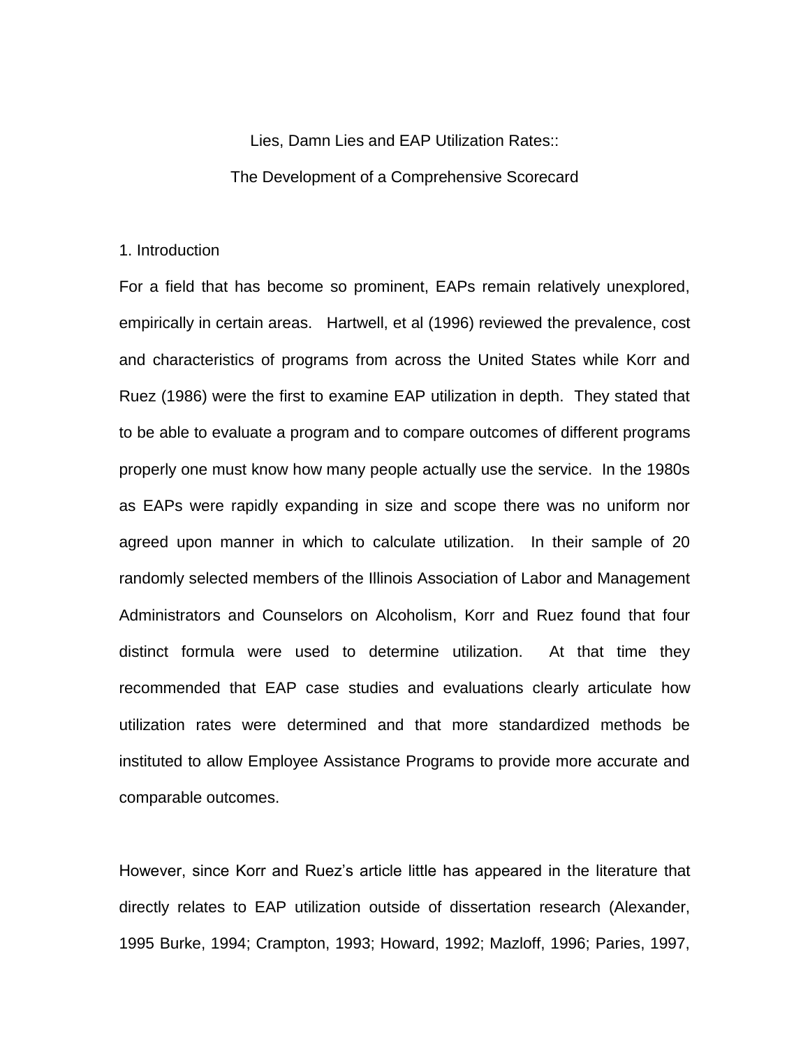# Lies, Damn Lies and EAP Utilization Rates::

## The Development of a Comprehensive Scorecard

### 1. Introduction

For a field that has become so prominent, EAPs remain relatively unexplored, empirically in certain areas. Hartwell, et al (1996) reviewed the prevalence, cost and characteristics of programs from across the United States while Korr and Ruez (1986) were the first to examine EAP utilization in depth. They stated that to be able to evaluate a program and to compare outcomes of different programs properly one must know how many people actually use the service. In the 1980s as EAPs were rapidly expanding in size and scope there was no uniform nor agreed upon manner in which to calculate utilization. In their sample of 20 randomly selected members of the Illinois Association of Labor and Management Administrators and Counselors on Alcoholism, Korr and Ruez found that four distinct formula were used to determine utilization. At that time they recommended that EAP case studies and evaluations clearly articulate how utilization rates were determined and that more standardized methods be instituted to allow Employee Assistance Programs to provide more accurate and comparable outcomes.

However, since Korr and Ruez's article little has appeared in the literature that directly relates to EAP utilization outside of dissertation research (Alexander, 1995 Burke, 1994; Crampton, 1993; Howard, 1992; Mazloff, 1996; Paries, 1997,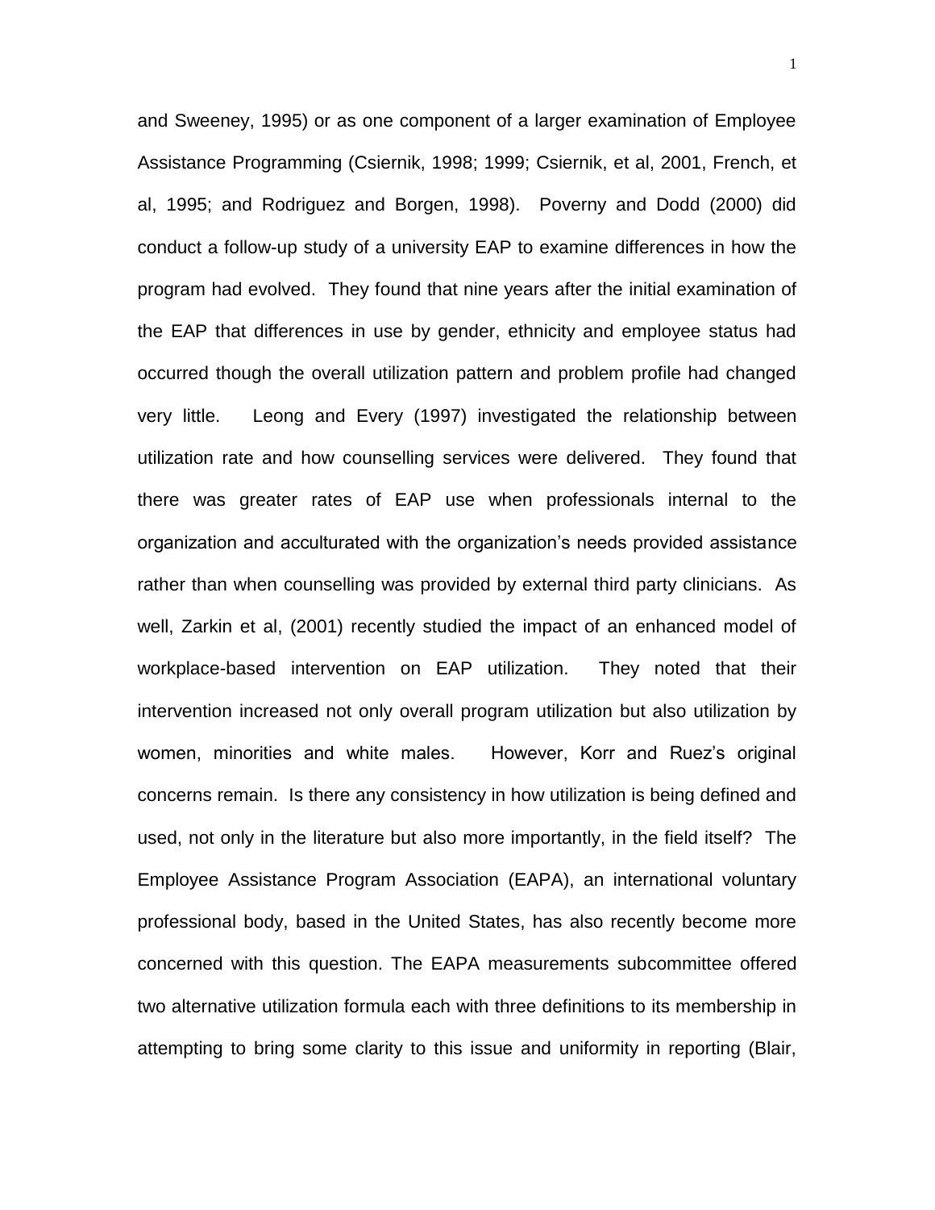and Sweeney, 1995) or as one component of a larger examination of Employee Assistance Programming (Csiernik, 1998; 1999; Csiernik, et al, 2001, French, et al, 1995; and Rodriguez and Borgen, 1998). Poverny and Dodd (2000) did conduct a follow-up study of a university EAP to examine differences in how the program had evolved. They found that nine years after the initial examination of the EAP that differences in use by gender, ethnicity and employee status had occurred though the overall utilization pattern and problem profile had changed very little. Leong and Every (1997) investigated the relationship between utilization rate and how counselling services were delivered. They found that there was greater rates of EAP use when professionals internal to the organization and acculturated with the organization's needs provided assistance rather than when counselling was provided by external third party clinicians. As well, Zarkin et al, (2001) recently studied the impact of an enhanced model of workplace-based intervention on EAP utilization. They noted that their intervention increased not only overall program utilization but also utilization by women, minorities and white males. However, Korr and Ruez's original concerns remain. Is there any consistency in how utilization is being defined and used, not only in the literature but also more importantly, in the field itself? The Employee Assistance Program Association (EAPA), an international voluntary professional body, based in the United States, has also recently become more concerned with this question. The EAPA measurements subcommittee offered two alternative utilization formula each with three definitions to its membership in attempting to bring some clarity to this issue and uniformity in reporting (Blair,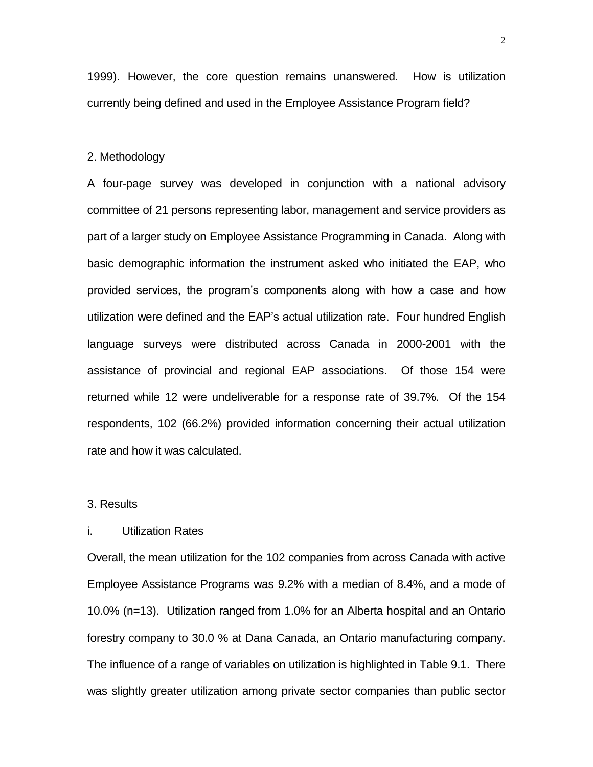1999). However, the core question remains unanswered. How is utilization currently being defined and used in the Employee Assistance Program field?

## 2. Methodology

A four-page survey was developed in conjunction with a national advisory committee of 21 persons representing labor, management and service providers as part of a larger study on Employee Assistance Programming in Canada. Along with basic demographic information the instrument asked who initiated the EAP, who provided services, the program's components along with how a case and how utilization were defined and the EAP's actual utilization rate. Four hundred English language surveys were distributed across Canada in 2000-2001 with the assistance of provincial and regional EAP associations. Of those 154 were returned while 12 were undeliverable for a response rate of 39.7%. Of the 154 respondents, 102 (66.2%) provided information concerning their actual utilization rate and how it was calculated.

## 3. Results

### i. Utilization Rates

Overall, the mean utilization for the 102 companies from across Canada with active Employee Assistance Programs was 9.2% with a median of 8.4%, and a mode of 10.0% (n=13). Utilization ranged from 1.0% for an Alberta hospital and an Ontario forestry company to 30.0 % at Dana Canada, an Ontario manufacturing company. The influence of a range of variables on utilization is highlighted in Table 9.1. There was slightly greater utilization among private sector companies than public sector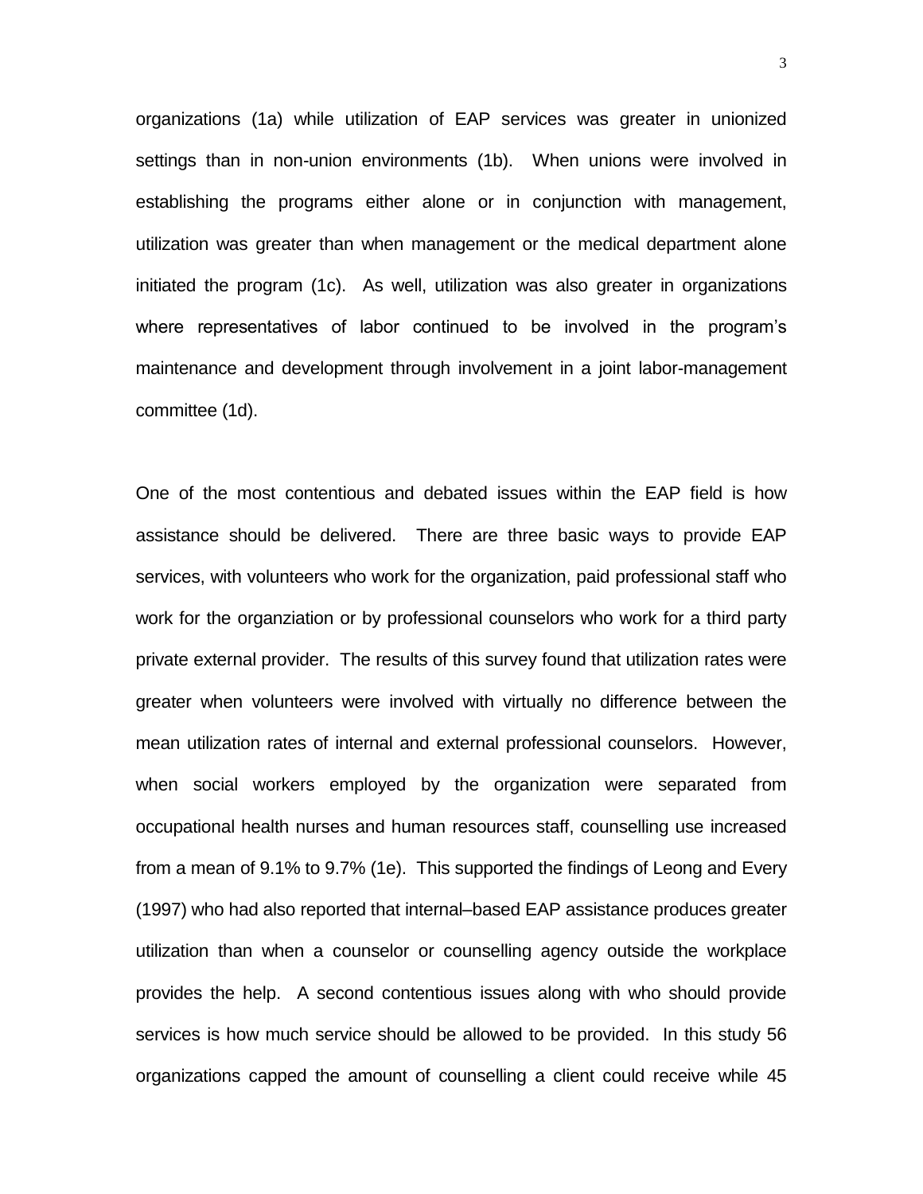organizations (1a) while utilization of EAP services was greater in unionized settings than in non-union environments (1b). When unions were involved in establishing the programs either alone or in conjunction with management, utilization was greater than when management or the medical department alone initiated the program (1c). As well, utilization was also greater in organizations where representatives of labor continued to be involved in the program's maintenance and development through involvement in a joint labor-management committee (1d).

One of the most contentious and debated issues within the EAP field is how assistance should be delivered. There are three basic ways to provide EAP services, with volunteers who work for the organization, paid professional staff who work for the organziation or by professional counselors who work for a third party private external provider. The results of this survey found that utilization rates were greater when volunteers were involved with virtually no difference between the mean utilization rates of internal and external professional counselors. However, when social workers employed by the organization were separated from occupational health nurses and human resources staff, counselling use increased from a mean of 9.1% to 9.7% (1e). This supported the findings of Leong and Every (1997) who had also reported that internal–based EAP assistance produces greater utilization than when a counselor or counselling agency outside the workplace provides the help. A second contentious issues along with who should provide services is how much service should be allowed to be provided. In this study 56 organizations capped the amount of counselling a client could receive while 45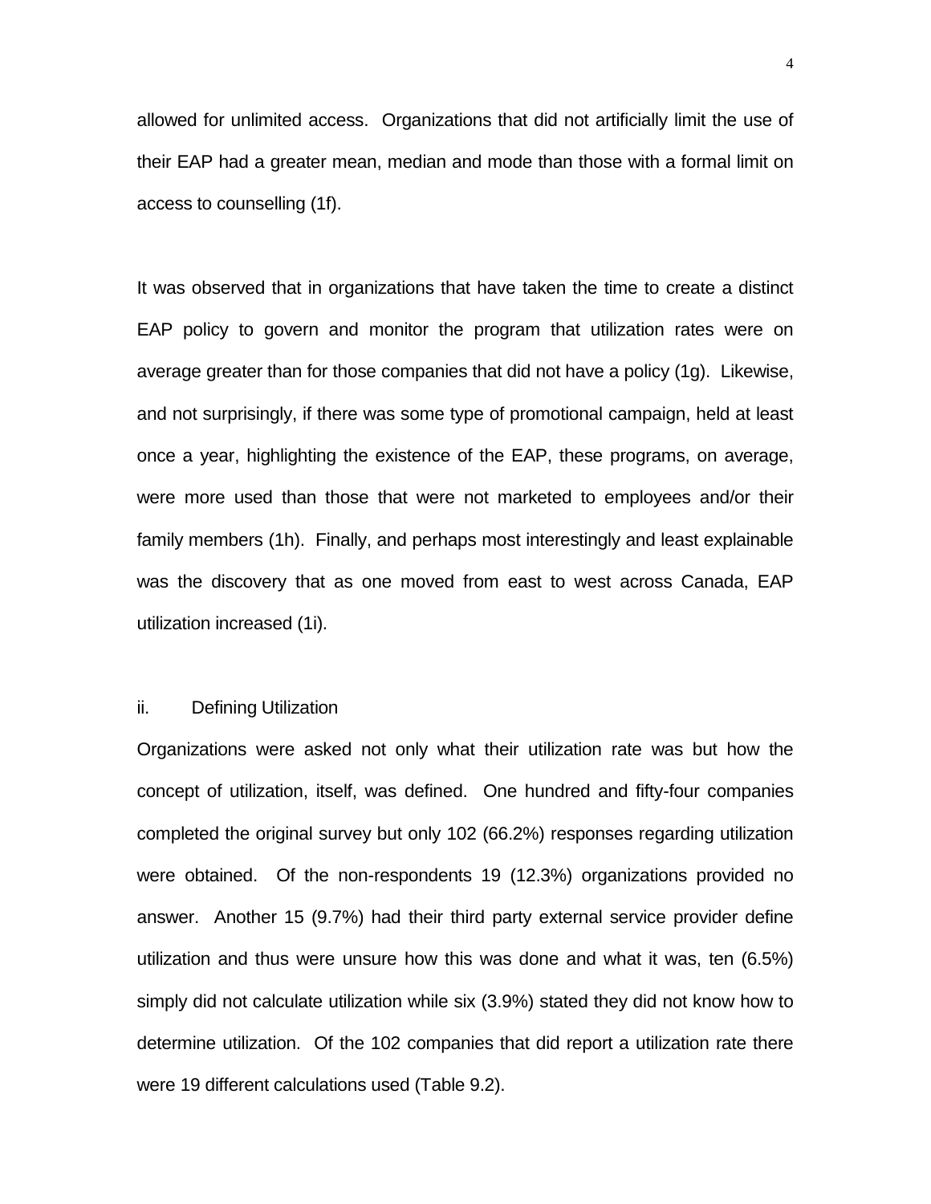allowed for unlimited access. Organizations that did not artificially limit the use of their EAP had a greater mean, median and mode than those with a formal limit on access to counselling (1f).

It was observed that in organizations that have taken the time to create a distinct EAP policy to govern and monitor the program that utilization rates were on average greater than for those companies that did not have a policy (1g). Likewise, and not surprisingly, if there was some type of promotional campaign, held at least once a year, highlighting the existence of the EAP, these programs, on average, were more used than those that were not marketed to employees and/or their family members (1h). Finally, and perhaps most interestingly and least explainable was the discovery that as one moved from east to west across Canada, EAP utilization increased (1i).

### ii. Defining Utilization

Organizations were asked not only what their utilization rate was but how the concept of utilization, itself, was defined. One hundred and fifty-four companies completed the original survey but only 102 (66.2%) responses regarding utilization were obtained. Of the non-respondents 19 (12.3%) organizations provided no answer. Another 15 (9.7%) had their third party external service provider define utilization and thus were unsure how this was done and what it was, ten (6.5%) simply did not calculate utilization while six (3.9%) stated they did not know how to determine utilization. Of the 102 companies that did report a utilization rate there were 19 different calculations used (Table 9.2).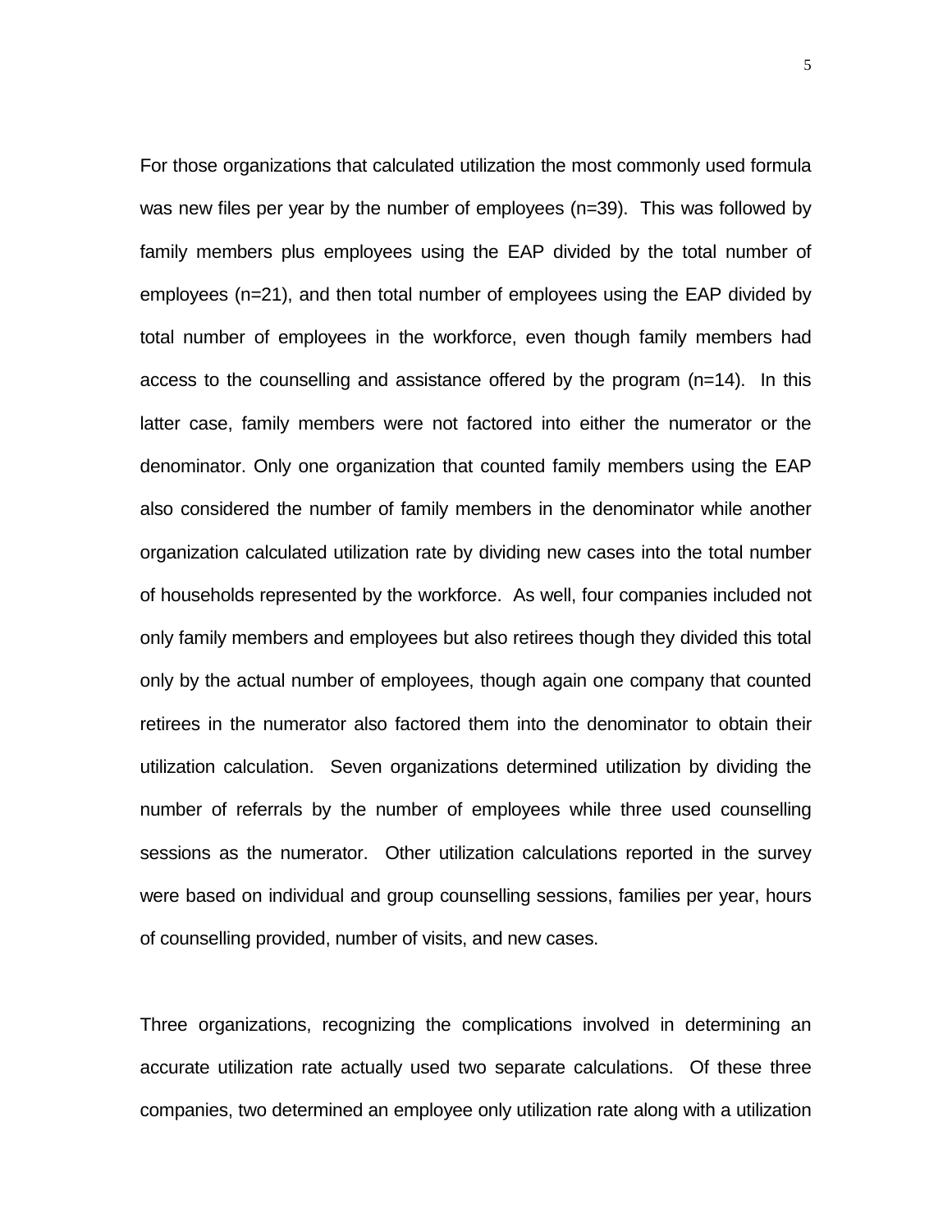For those organizations that calculated utilization the most commonly used formula was new files per year by the number of employees (n=39). This was followed by family members plus employees using the EAP divided by the total number of employees (n=21), and then total number of employees using the EAP divided by total number of employees in the workforce, even though family members had access to the counselling and assistance offered by the program (n=14). In this latter case, family members were not factored into either the numerator or the denominator. Only one organization that counted family members using the EAP also considered the number of family members in the denominator while another organization calculated utilization rate by dividing new cases into the total number of households represented by the workforce. As well, four companies included not only family members and employees but also retirees though they divided this total only by the actual number of employees, though again one company that counted retirees in the numerator also factored them into the denominator to obtain their utilization calculation. Seven organizations determined utilization by dividing the number of referrals by the number of employees while three used counselling sessions as the numerator. Other utilization calculations reported in the survey were based on individual and group counselling sessions, families per year, hours of counselling provided, number of visits, and new cases.

Three organizations, recognizing the complications involved in determining an accurate utilization rate actually used two separate calculations. Of these three companies, two determined an employee only utilization rate along with a utilization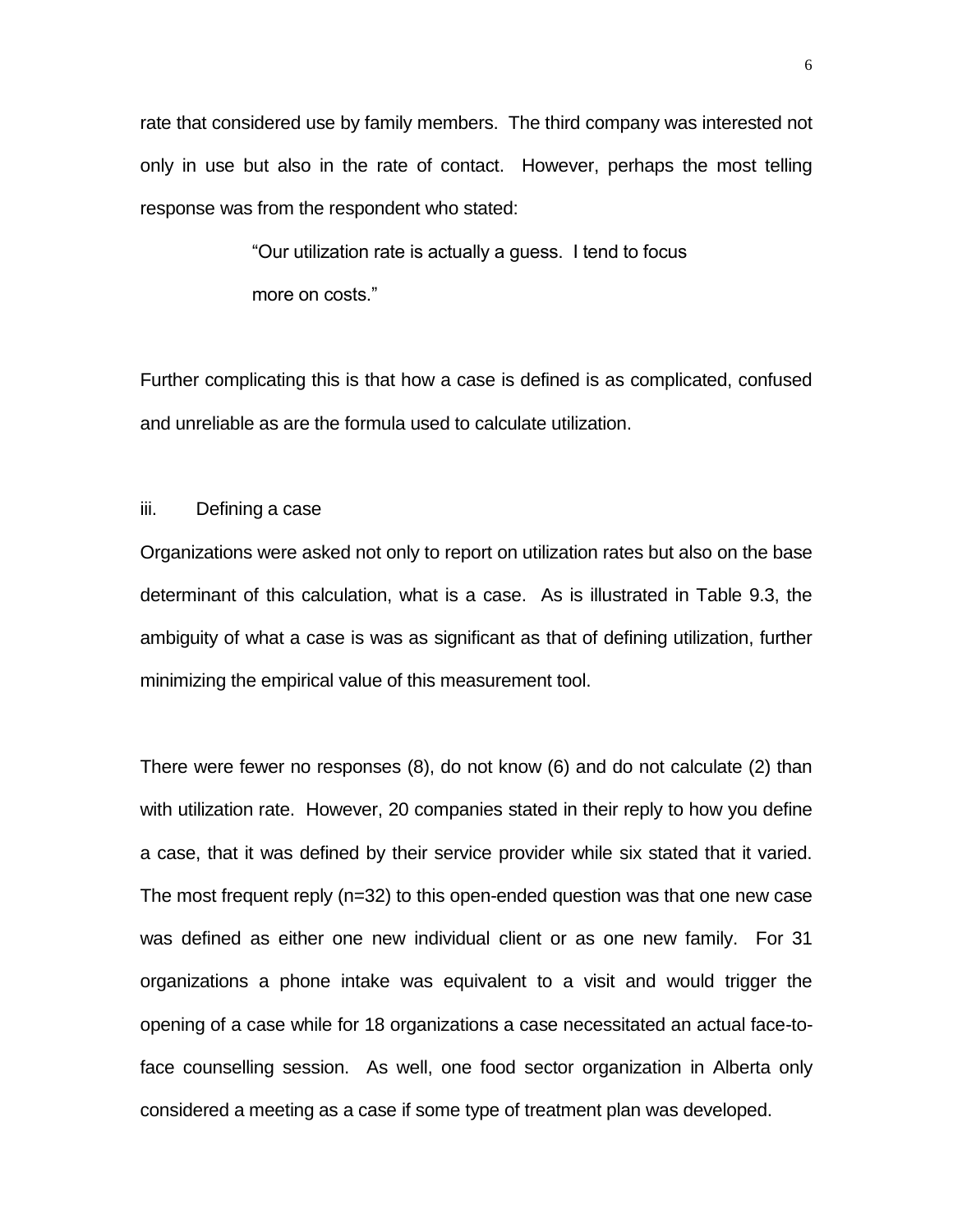rate that considered use by family members. The third company was interested not only in use but also in the rate of contact. However, perhaps the most telling response was from the respondent who stated:

> "Our utilization rate is actually a guess. I tend to focus more on costs."

Further complicating this is that how a case is defined is as complicated, confused and unreliable as are the formula used to calculate utilization.

iii. Defining a case

Organizations were asked not only to report on utilization rates but also on the base determinant of this calculation, what is a case. As is illustrated in Table 9.3, the ambiguity of what a case is was as significant as that of defining utilization, further minimizing the empirical value of this measurement tool.

There were fewer no responses (8), do not know (6) and do not calculate (2) than with utilization rate. However, 20 companies stated in their reply to how you define a case, that it was defined by their service provider while six stated that it varied. The most frequent reply (n=32) to this open-ended question was that one new case was defined as either one new individual client or as one new family. For 31 organizations a phone intake was equivalent to a visit and would trigger the opening of a case while for 18 organizations a case necessitated an actual face-to-face counselling session. As well, one food sector organization in Alberta only considered a meeting as a case if some type of treatment plan was developed.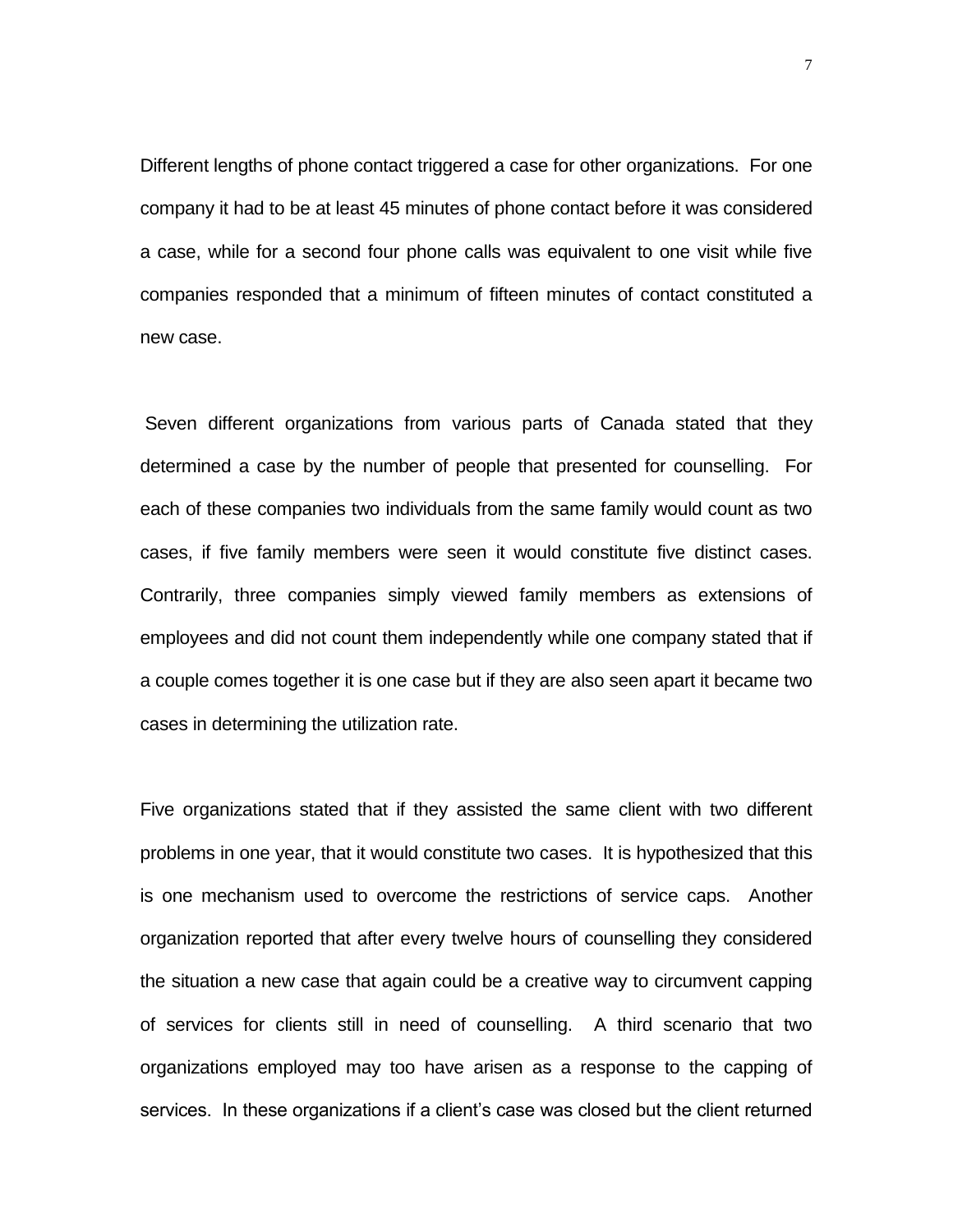Different lengths of phone contact triggered a case for other organizations. For one company it had to be at least 45 minutes of phone contact before it was considered a case, while for a second four phone calls was equivalent to one visit while five companies responded that a minimum of fifteen minutes of contact constituted a new case.

Seven different organizations from various parts of Canada stated that they determined a case by the number of people that presented for counselling. For each of these companies two individuals from the same family would count as two cases, if five family members were seen it would constitute five distinct cases. Contrarily, three companies simply viewed family members as extensions of employees and did not count them independently while one company stated that if a couple comes together it is one case but if they are also seen apart it became two cases in determining the utilization rate.

Five organizations stated that if they assisted the same client with two different problems in one year, that it would constitute two cases. It is hypothesized that this is one mechanism used to overcome the restrictions of service caps. Another organization reported that after every twelve hours of counselling they considered the situation a new case that again could be a creative way to circumvent capping of services for clients still in need of counselling. A third scenario that two organizations employed may too have arisen as a response to the capping of services. In these organizations if a client's case was closed but the client returned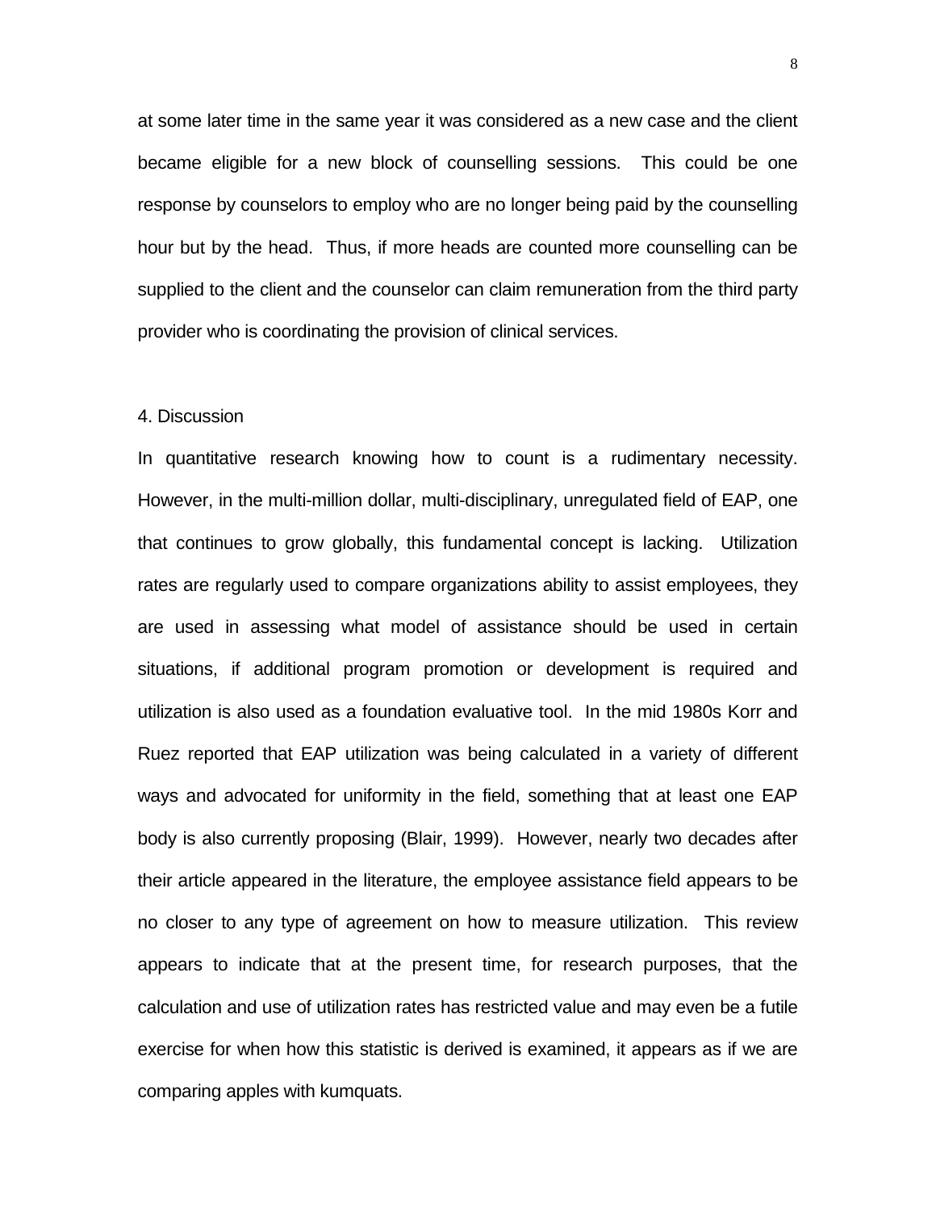at some later time in the same year it was considered as a new case and the client became eligible for a new block of counselling sessions. This could be one response by counselors to employ who are no longer being paid by the counselling hour but by the head. Thus, if more heads are counted more counselling can be supplied to the client and the counselor can claim remuneration from the third party provider who is coordinating the provision of clinical services.

## 4. Discussion

In quantitative research knowing how to count is a rudimentary necessity. However, in the multi-million dollar, multi-disciplinary, unregulated field of EAP, one that continues to grow globally, this fundamental concept is lacking. Utilization rates are regularly used to compare organizations ability to assist employees, they are used in assessing what model of assistance should be used in certain situations, if additional program promotion or development is required and utilization is also used as a foundation evaluative tool. In the mid 1980s Korr and Ruez reported that EAP utilization was being calculated in a variety of different ways and advocated for uniformity in the field, something that at least one EAP body is also currently proposing (Blair, 1999). However, nearly two decades after their article appeared in the literature, the employee assistance field appears to be no closer to any type of agreement on how to measure utilization. This review appears to indicate that at the present time, for research purposes, that the calculation and use of utilization rates has restricted value and may even be a futile exercise for when how this statistic is derived is examined, it appears as if we are comparing apples with kumquats.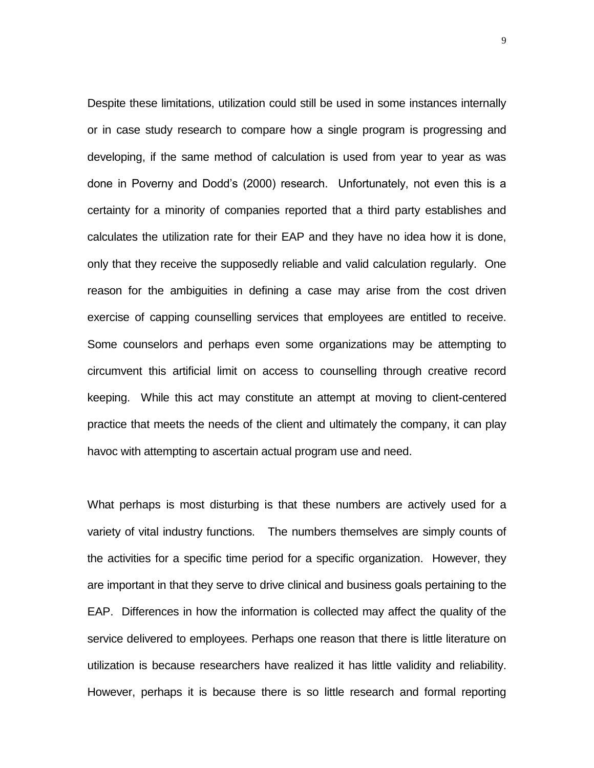Despite these limitations, utilization could still be used in some instances internally or in case study research to compare how a single program is progressing and developing, if the same method of calculation is used from year to year as was done in Poverny and Dodd's (2000) research. Unfortunately, not even this is a certainty for a minority of companies reported that a third party establishes and calculates the utilization rate for their EAP and they have no idea how it is done, only that they receive the supposedly reliable and valid calculation regularly. One reason for the ambiguities in defining a case may arise from the cost driven exercise of capping counselling services that employees are entitled to receive. Some counselors and perhaps even some organizations may be attempting to circumvent this artificial limit on access to counselling through creative record keeping. While this act may constitute an attempt at moving to client-centered practice that meets the needs of the client and ultimately the company, it can play havoc with attempting to ascertain actual program use and need.

What perhaps is most disturbing is that these numbers are actively used for a variety of vital industry functions. The numbers themselves are simply counts of the activities for a specific time period for a specific organization. However, they are important in that they serve to drive clinical and business goals pertaining to the EAP. Differences in how the information is collected may affect the quality of the service delivered to employees. Perhaps one reason that there is little literature on utilization is because researchers have realized it has little validity and reliability. However, perhaps it is because there is so little research and formal reporting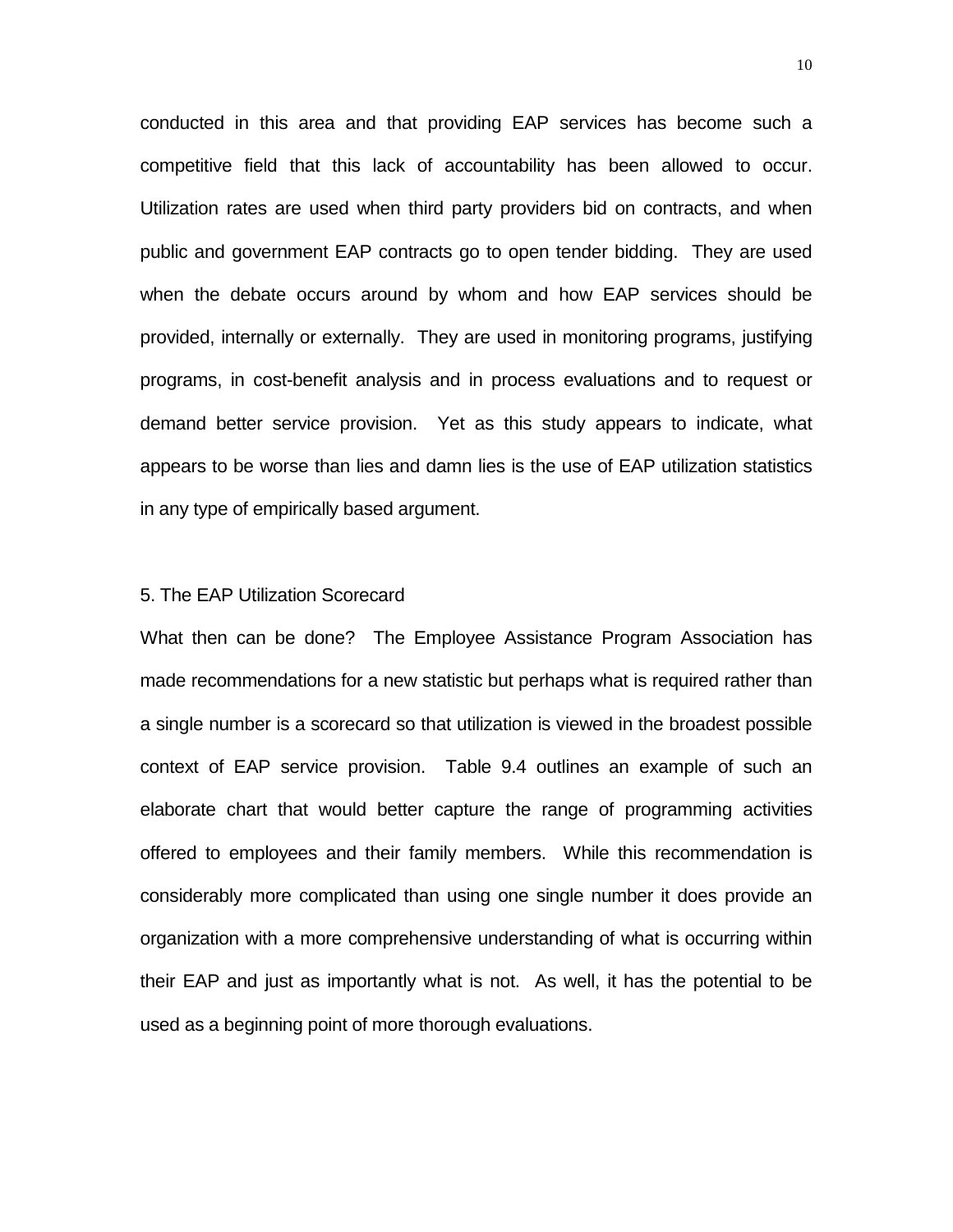conducted in this area and that providing EAP services has become such a competitive field that this lack of accountability has been allowed to occur. Utilization rates are used when third party providers bid on contracts, and when public and government EAP contracts go to open tender bidding. They are used when the debate occurs around by whom and how EAP services should be provided, internally or externally. They are used in monitoring programs, justifying programs, in cost-benefit analysis and in process evaluations and to request or demand better service provision. Yet as this study appears to indicate, what appears to be worse than lies and damn lies is the use of EAP utilization statistics in any type of empirically based argument.

## 5. The EAP Utilization Scorecard

What then can be done? The Employee Assistance Program Association has made recommendations for a new statistic but perhaps what is required rather than a single number is a scorecard so that utilization is viewed in the broadest possible context of EAP service provision. Table 9.4 outlines an example of such an elaborate chart that would better capture the range of programming activities offered to employees and their family members. While this recommendation is considerably more complicated than using one single number it does provide an organization with a more comprehensive understanding of what is occurring within their EAP and just as importantly what is not. As well, it has the potential to be used as a beginning point of more thorough evaluations.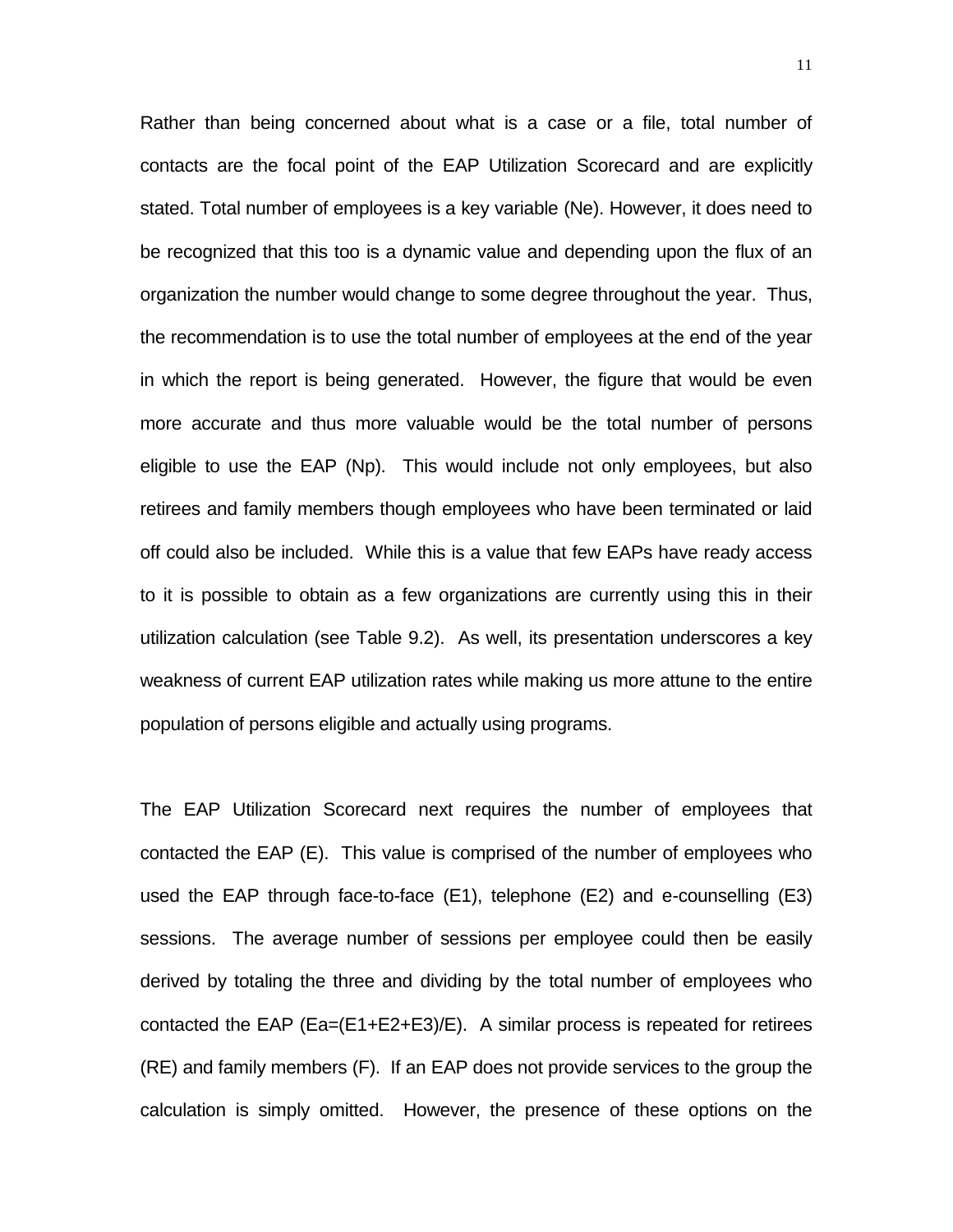Rather than being concerned about what is a case or a file, total number of contacts are the focal point of the EAP Utilization Scorecard and are explicitly stated. Total number of employees is a key variable (Ne). However, it does need to be recognized that this too is a dynamic value and depending upon the flux of an organization the number would change to some degree throughout the year. Thus, the recommendation is to use the total number of employees at the end of the year in which the report is being generated. However, the figure that would be even more accurate and thus more valuable would be the total number of persons eligible to use the EAP (Np). This would include not only employees, but also retirees and family members though employees who have been terminated or laid off could also be included. While this is a value that few EAPs have ready access to it is possible to obtain as a few organizations are currently using this in their utilization calculation (see Table 9.2). As well, its presentation underscores a key weakness of current EAP utilization rates while making us more attune to the entire population of persons eligible and actually using programs.

The EAP Utilization Scorecard next requires the number of employees that contacted the EAP (E). This value is comprised of the number of employees who used the EAP through face-to-face (E1), telephone (E2) and e-counselling (E3) sessions. The average number of sessions per employee could then be easily derived by totaling the three and dividing by the total number of employees who contacted the EAP ($Ea=(E1+E2+E3)/E$). A similar process is repeated for retirees (RE) and family members (F). If an EAP does not provide services to the group the calculation is simply omitted. However, the presence of these options on the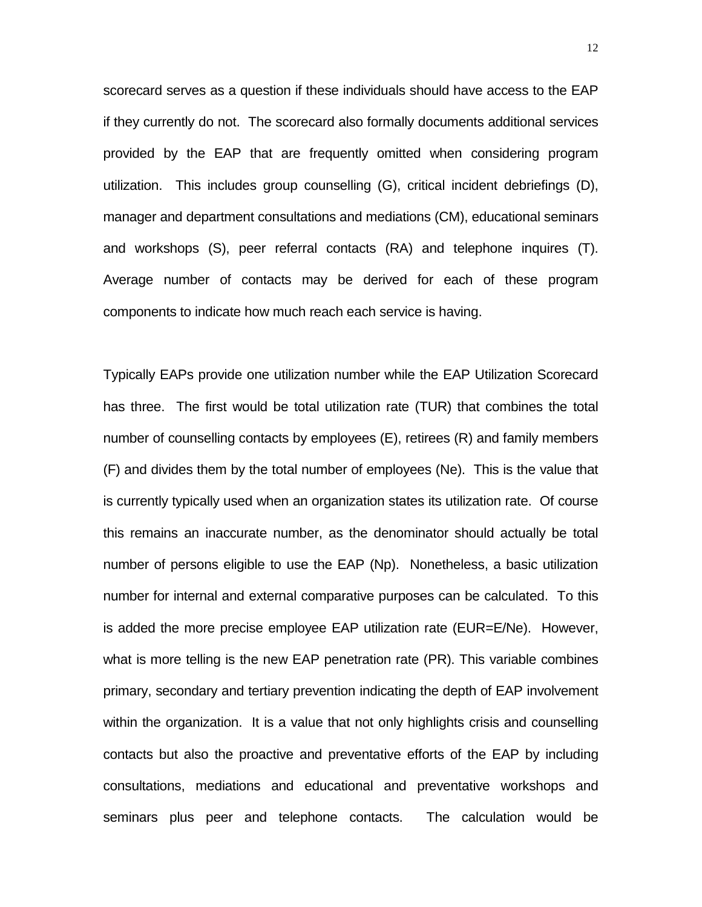scorecard serves as a question if these individuals should have access to the EAP if they currently do not. The scorecard also formally documents additional services provided by the EAP that are frequently omitted when considering program utilization. This includes group counselling (G), critical incident debriefings (D), manager and department consultations and mediations (CM), educational seminars and workshops (S), peer referral contacts (RA) and telephone inquires (T). Average number of contacts may be derived for each of these program components to indicate how much reach each service is having.

Typically EAPs provide one utilization number while the EAP Utilization Scorecard has three. The first would be total utilization rate (TUR) that combines the total number of counselling contacts by employees (E), retirees (R) and family members (F) and divides them by the total number of employees (Ne). This is the value that is currently typically used when an organization states its utilization rate. Of course this remains an inaccurate number, as the denominator should actually be total number of persons eligible to use the EAP (Np). Nonetheless, a basic utilization number for internal and external comparative purposes can be calculated. To this is added the more precise employee EAP utilization rate (EUR=E/Ne). However, what is more telling is the new EAP penetration rate (PR). This variable combines primary, secondary and tertiary prevention indicating the depth of EAP involvement within the organization. It is a value that not only highlights crisis and counselling contacts but also the proactive and preventative efforts of the EAP by including consultations, mediations and educational and preventative workshops and seminars plus peer and telephone contacts. The calculation would be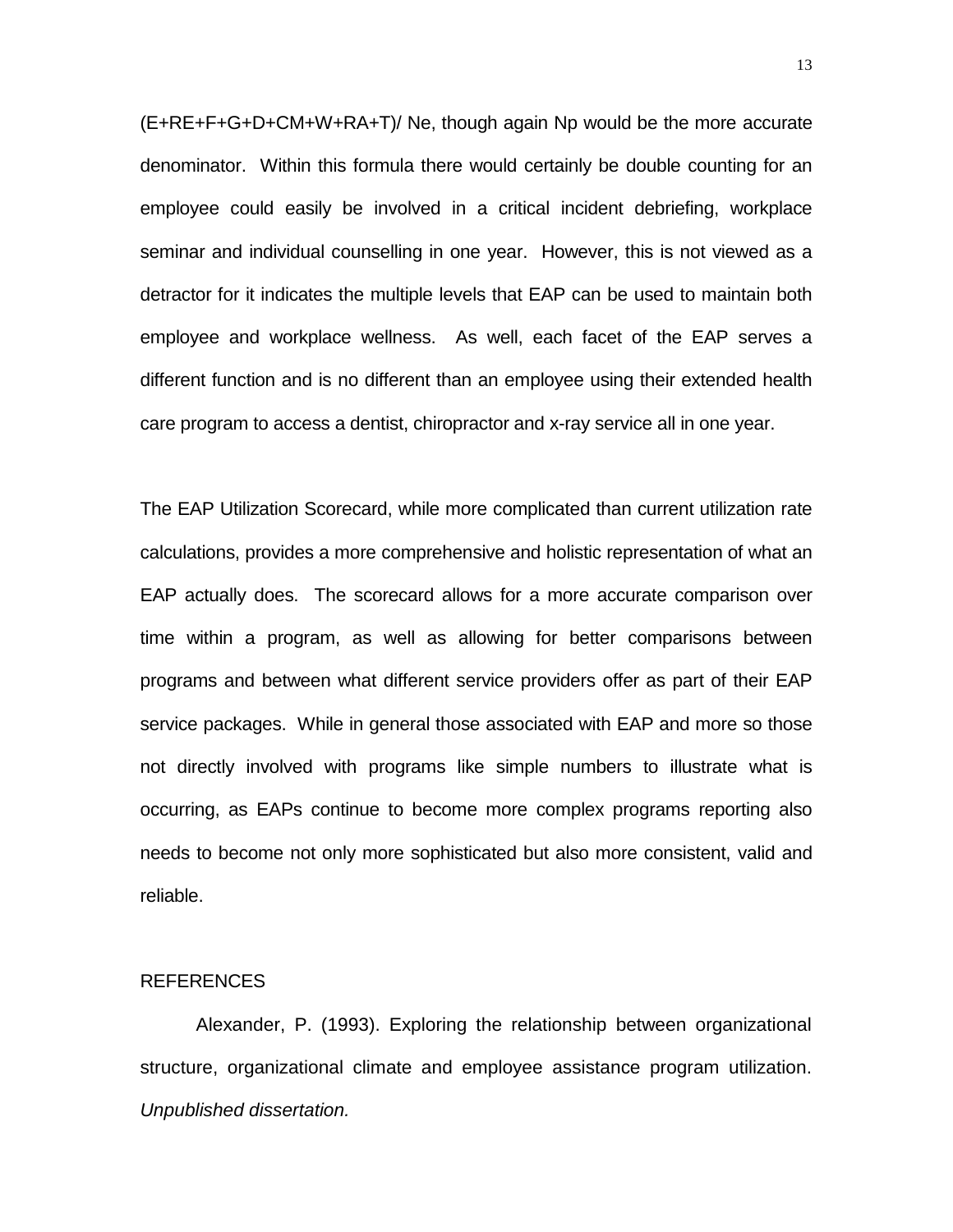$(E+RE+F+G+D+CM+W+RA+T)/ Ne$, though again Np would be the more accurate denominator. Within this formula there would certainly be double counting for an employee could easily be involved in a critical incident debriefing, workplace seminar and individual counselling in one year. However, this is not viewed as a detractor for it indicates the multiple levels that EAP can be used to maintain both employee and workplace wellness. As well, each facet of the EAP serves a different function and is no different than an employee using their extended health care program to access a dentist, chiropractor and x-ray service all in one year.

The EAP Utilization Scorecard, while more complicated than current utilization rate calculations, provides a more comprehensive and holistic representation of what an EAP actually does. The scorecard allows for a more accurate comparison over time within a program, as well as allowing for better comparisons between programs and between what different service providers offer as part of their EAP service packages. While in general those associated with EAP and more so those not directly involved with programs like simple numbers to illustrate what is occurring, as EAPs continue to become more complex programs reporting also needs to become not only more sophisticated but also more consistent, valid and reliable.

## REFERENCES

Alexander, P. (1993). Exploring the relationship between organizational structure, organizational climate and employee assistance program utilization. *Unpublished dissertation.*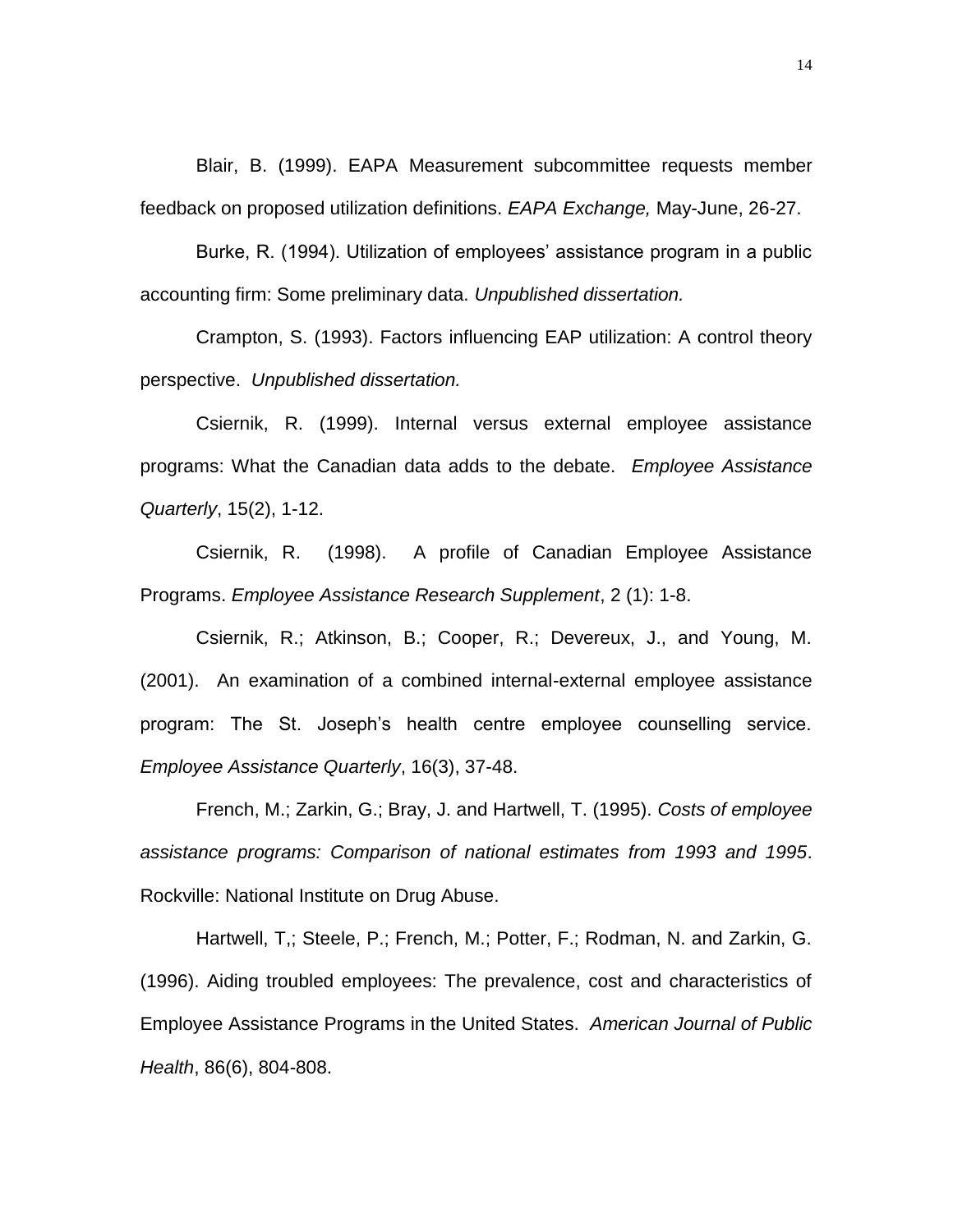Blair, B. (1999). EAPA Measurement subcommittee requests member feedback on proposed utilization definitions. *EAPA Exchange,* May-June, 26-27.

Burke, R. (1994). Utilization of employees' assistance program in a public accounting firm: Some preliminary data. *Unpublished dissertation.*

Crampton, S. (1993). Factors influencing EAP utilization: A control theory perspective. *Unpublished dissertation.*

Csiernik, R. (1999). Internal versus external employee assistance programs: What the Canadian data adds to the debate. *Employee Assistance Quarterly*, 15(2), 1-12.

Csiernik, R. (1998). A profile of Canadian Employee Assistance Programs. *Employee Assistance Research Supplement*, 2 (1): 1-8.

Csiernik, R.; Atkinson, B.; Cooper, R.; Devereux, J., and Young, M. (2001). An examination of a combined internal-external employee assistance program: The St. Joseph's health centre employee counselling service. *Employee Assistance Quarterly*, 16(3), 37-48.

French, M.; Zarkin, G.; Bray, J. and Hartwell, T. (1995). *Costs of employee assistance programs: Comparison of national estimates from 1993 and 1995*. Rockville: National Institute on Drug Abuse.

Hartwell, T,; Steele, P.; French, M.; Potter, F.; Rodman, N. and Zarkin, G. (1996). Aiding troubled employees: The prevalence, cost and characteristics of Employee Assistance Programs in the United States. *American Journal of Public Health*, 86(6), 804-808.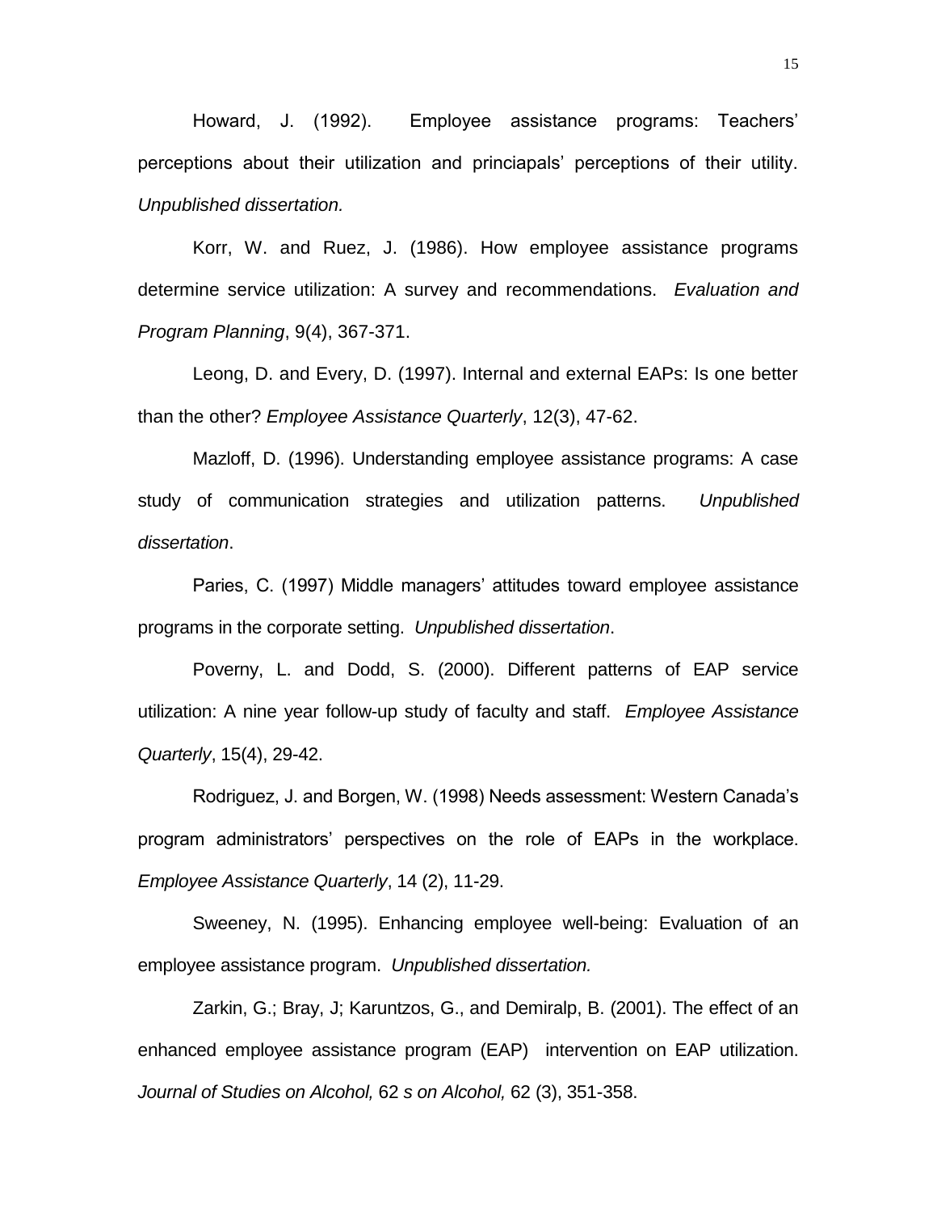Howard, J. (1992). Employee assistance programs: Teachers' perceptions about their utilization and princiapals' perceptions of their utility. *Unpublished dissertation.*

Korr, W. and Ruez, J. (1986). How employee assistance programs determine service utilization: A survey and recommendations. *Evaluation and Program Planning*, 9(4), 367-371.

Leong, D. and Every, D. (1997). Internal and external EAPs: Is one better than the other? *Employee Assistance Quarterly*, 12(3), 47-62.

Mazloff, D. (1996). Understanding employee assistance programs: A case study of communication strategies and utilization patterns. *Unpublished dissertation*.

Paries, C. (1997) Middle managers' attitudes toward employee assistance programs in the corporate setting. *Unpublished dissertation*.

Poverny, L. and Dodd, S. (2000). Different patterns of EAP service utilization: A nine year follow-up study of faculty and staff. *Employee Assistance Quarterly*, 15(4), 29-42.

Rodriguez, J. and Borgen, W. (1998) Needs assessment: Western Canada's program administrators' perspectives on the role of EAPs in the workplace. *Employee Assistance Quarterly*, 14 (2), 11-29.

Sweeney, N. (1995). Enhancing employee well-being: Evaluation of an employee assistance program. *Unpublished dissertation.*

Zarkin, G.; Bray, J; Karuntzos, G., and Demiralp, B. (2001). The effect of an enhanced employee assistance program (EAP) intervention on EAP utilization. *Journal of Studies on Alcohol,* 62 *s on Alcohol,* 62 (3), 351-358.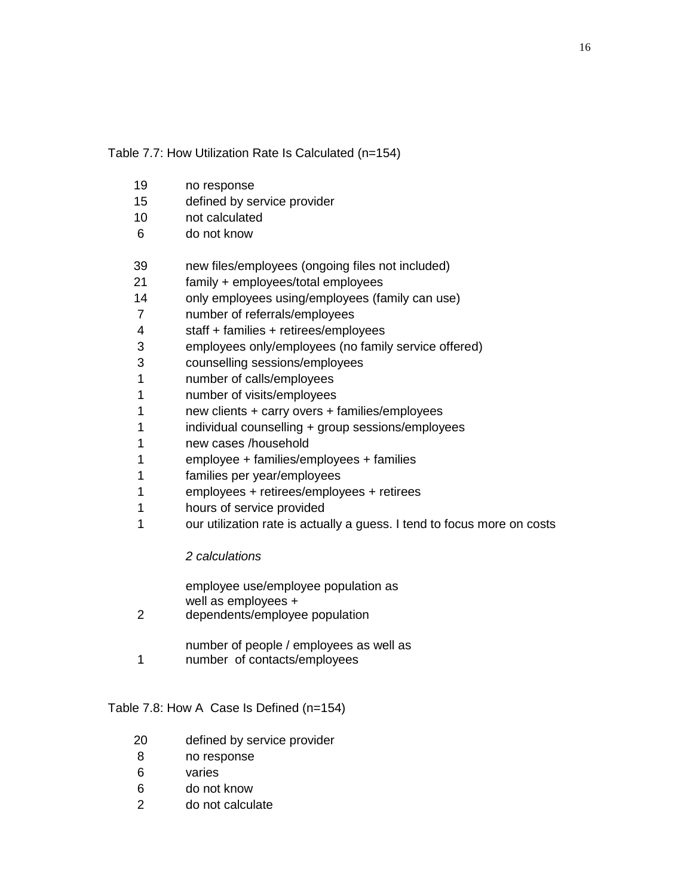Table 7.7: How Utilization Rate Is Calculated (n=154)

| | |
|---|---|
| 19 | no response |
| 15 | defined by service provider |
| 10 | not calculated |
| 6 | do not know |
| | |
| 39 | new files/employees (ongoing files not included) |
| 21 | family + employees/total employees |
| 14 | only employees using/employees (family can use) |
| 7 | number of referrals/employees |
| 4 | staff + families + retirees/employees |
| 3 | employees only/employees (no family service offered) |
| 3 | counselling sessions/employees |
| 1 | number of calls/employees |
| 1 | number of visits/employees |
| 1 | new clients + carry overs + families/employees |
| 1 | individual counselling + group sessions/employees |
| 1 | new cases /household |
| 1 | employee + families/employees + families |
| 1 | families per year/employees |
| 1 | employees + retirees/employees + retirees |
| 1 | hours of service provided |
| 1 | our utilization rate is actually a guess. I tend to focus more on costs |
| | *2 calculations* |
| 2 | employee use/employee population as well as employees + dependents/employee population |
| 1 | number of people / employees as well as number of contacts/employees |

Table 7.8: How A Case Is Defined (n=154)

| | |
|---|---|
| 20 | defined by service provider |
| 8 | no response |
| 6 | varies |
| 6 | do not know |
| 2 | do not calculate |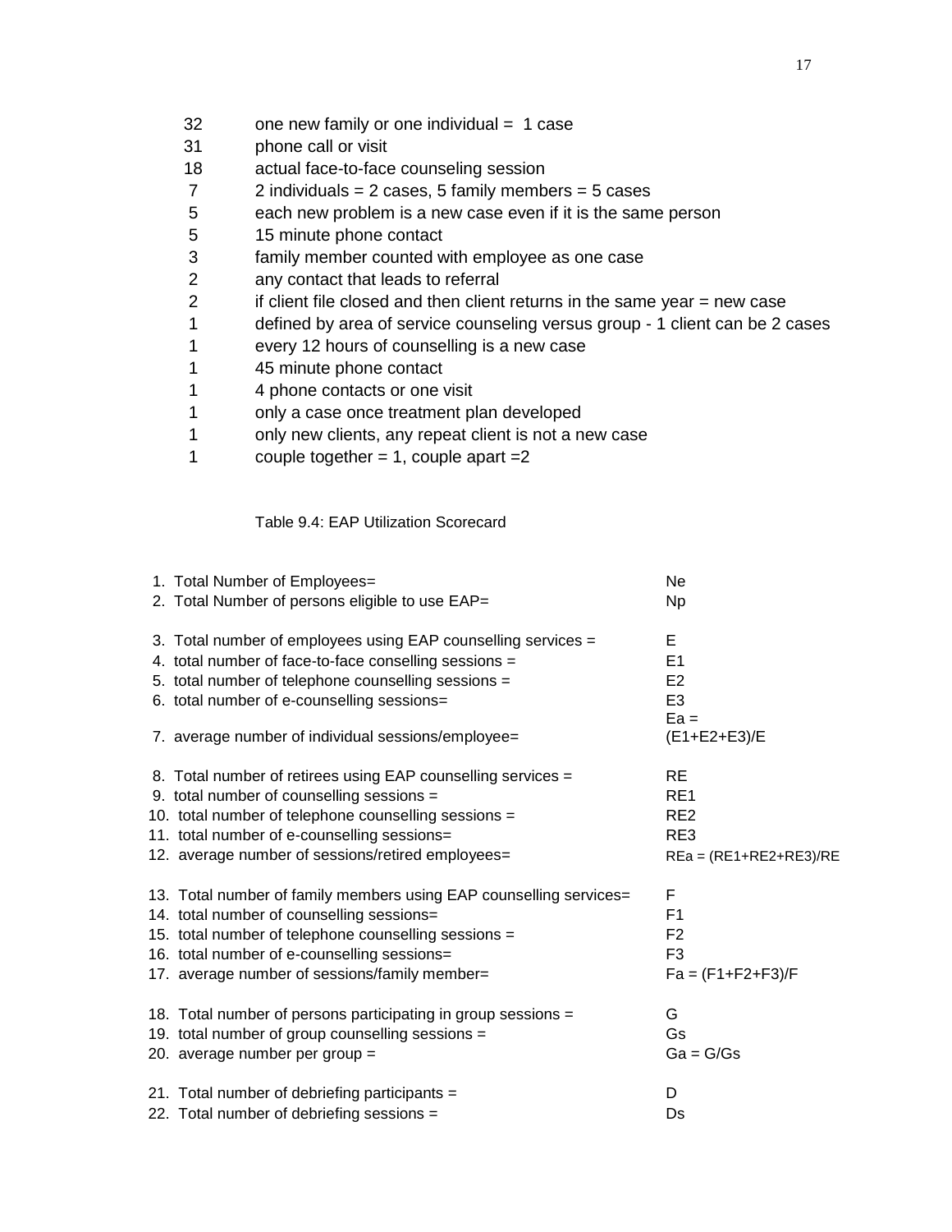| | |
|---|---|
| 32 | one new family or one individual = 1 case |
| 31 | phone call or visit |
| 18 | actual face-to-face counseling session |
| 7 | 2 individuals = 2 cases, 5 family members = 5 cases |
| 5 | each new problem is a new case even if it is the same person |
| 5 | 15 minute phone contact |
| 3 | family member counted with employee as one case |
| 2 | any contact that leads to referral |
| 2 | if client file closed and then client returns in the same year = new case |
| 1 | defined by area of service counseling versus group - 1 client can be 2 cases |
| 1 | every 12 hours of counselling is a new case |
| 1 | 45 minute phone contact |
| 1 | 4 phone contacts or one visit |
| 1 | only a case once treatment plan developed |
| 1 | only new clients, any repeat client is not a new case |
| 1 | couple together = 1, couple apart =2 |

Table 9.4: EAP Utilization Scorecard

| | |
|---|---|
| 1. Total Number of Employees= | Ne |
| 2. Total Number of persons eligible to use EAP= | Np |
| | |
| 3. Total number of employees using EAP counselling services = | E |
| 4. total number of face-to-face conselling sessions = | E1 |
| 5. total number of telephone counselling sessions = | E2 |
| 6. total number of e-counselling sessions= | E3 |
| 7. average number of individual sessions/employee= | Ea = (E1+E2+E3)/E |
| | |
| 8. Total number of retirees using EAP counselling services = | RE |
| 9. total number of counselling sessions = | RE1 |
| 10. total number of telephone counselling sessions = | RE2 |
| 11. total number of e-counselling sessions= | RE3 |
| 12. average number of sessions/retired employees= | REa = (RE1+RE2+RE3)/RE |
| | |
| 13. Total number of family members using EAP counselling services= | F |
| 14. total number of counselling sessions= | F1 |
| 15. total number of telephone counselling sessions = | F2 |
| 16. total number of e-counselling sessions= | F3 |
| 17. average number of sessions/family member= | Fa = (F1+F2+F3)/F |
| | |
| 18. Total number of persons participating in group sessions = | G |
| 19. total number of group counselling sessions = | Gs |
| 20. average number per group = | Ga = G/Gs |
| | |
| 21. Total number of debriefing participants = | D |
| 22. Total number of debriefing sessions = | Ds |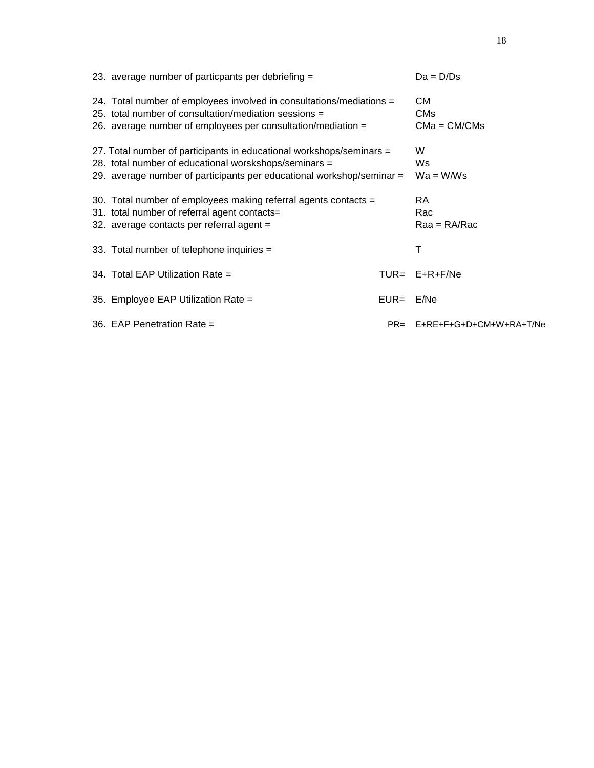23. average number of particpants per debriefing = $Da = D/Ds$

24. Total number of employees involved in consultations/mediations = $CM$
25. total number of consultation/mediation sessions = $CMs$
26. average number of employees per consultation/mediation = $CMa = CM/CMs$

27. Total number of participants in educational workshops/seminars = $W$
28. total number of educational worskshops/seminars = $Ws$
29. average number of participants per educational workshop/seminar = $Wa = W/Ws$

30. Total number of employees making referral agents contacts = $RA$
31. total number of referral agent contacts= $Rac$
32. average contacts per referral agent = $Raa = RA/Rac$

33. Total number of telephone inquiries = $T$

34. Total EAP Utilization Rate = $TUR= E+R+F/Ne$

35. Employee EAP Utilization Rate = $EUR= E/Ne$

36. EAP Penetration Rate = $PR= E+RE+F+G+D+CM+W+RA+T/Ne$